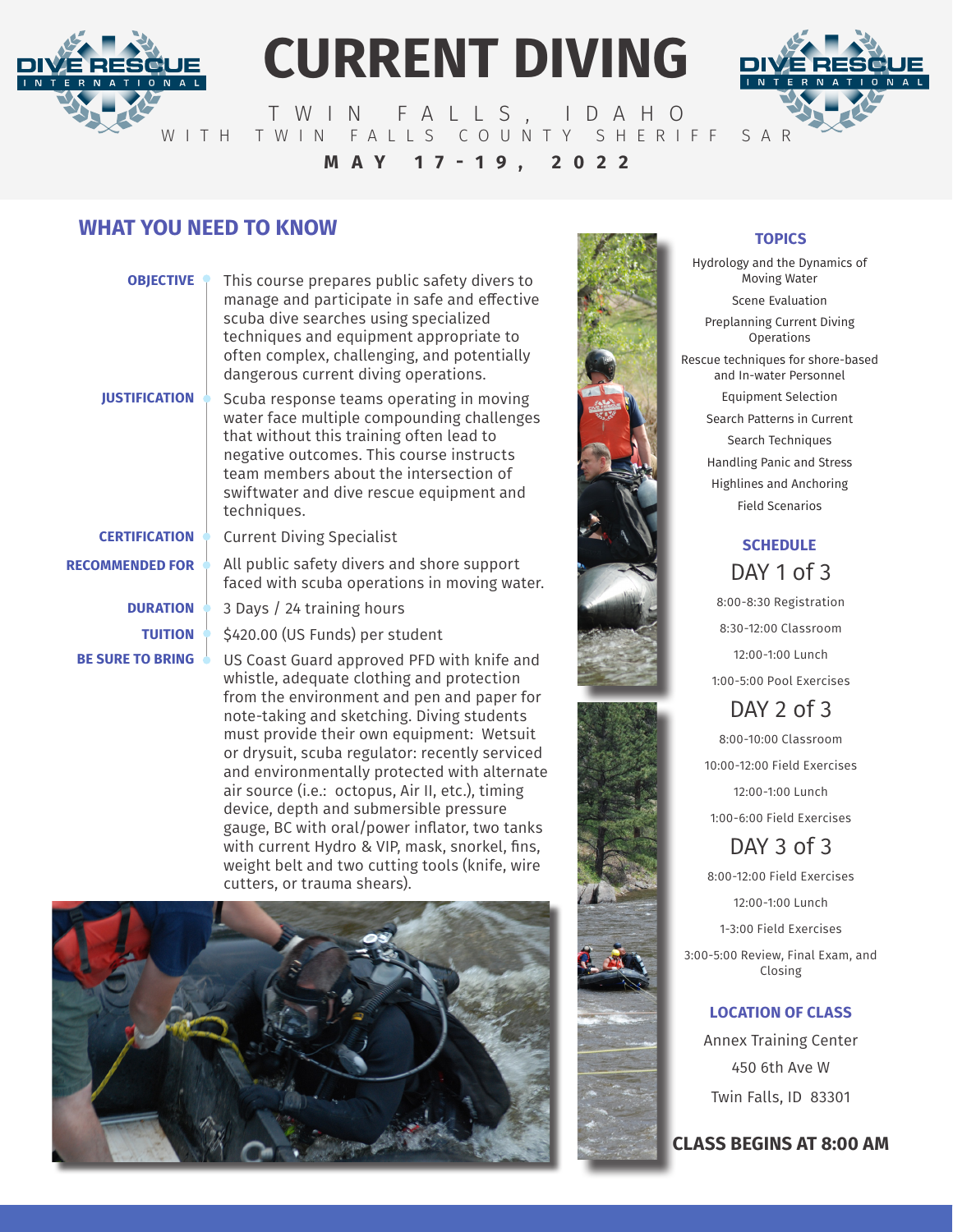# CURRENT DIVING

TWIN FALLS, IDAHO

WITH TWIN FALLS COUNTY SHERIFF SAR

**MAY 17-19, 2022**

## WHAT YOU NEED TO KNOW

**OBJECTIVE**
This course prepares public safety divers to manage and participate in safe and effective scuba dive searches using specialized techniques and equipment appropriate to often complex, challenging, and potentially dangerous current diving operations.

**JUSTIFICATION**
Scuba response teams operating in moving water face multiple compounding challenges that without this training often lead to negative outcomes. This course instructs team members about the intersection of swiftwater and dive rescue equipment and techniques.

**CERTIFICATION**
Current Diving Specialist

**RECOMMENDED FOR**
All public safety divers and shore support faced with scuba operations in moving water.

**DURATION**
3 Days / 24 training hours

**TUITION**
$420.00 (US Funds) per student

**BE SURE TO BRING**
US Coast Guard approved PFD with knife and whistle, adequate clothing and protection from the environment and pen and paper for note-taking and sketching. Diving students must provide their own equipment: Wetsuit or drysuit, scuba regulator: recently serviced and environmentally protected with alternate air source (i.e.: octopus, Air II, etc.), timing device, depth and submersible pressure gauge, BC with oral/power inflator, two tanks with current Hydro & VIP, mask, snorkel, fins, weight belt and two cutting tools (knife, wire cutters, or trauma shears).

### TOPICS

- Hydrology and the Dynamics of Moving Water
- Scene Evaluation
- Preplanning Current Diving Operations
- Rescue techniques for shore-based and In-water Personnel
- Equipment Selection
- Search Patterns in Current
- Search Techniques
- Handling Panic and Stress
- Highlines and Anchoring
- Field Scenarios

### SCHEDULE

**DAY 1 of 3**

- 8:00-8:30 Registration
- 8:30-12:00 Classroom
- 12:00-1:00 Lunch
- 1:00-5:00 Pool Exercises

**DAY 2 of 3**

- 8:00-10:00 Classroom
- 10:00-12:00 Field Exercises
- 12:00-1:00 Lunch
- 1:00-6:00 Field Exercises

**DAY 3 of 3**

- 8:00-12:00 Field Exercises
- 12:00-1:00 Lunch
- 1-3:00 Field Exercises
- 3:00-5:00 Review, Final Exam, and Closing

### LOCATION OF CLASS

Annex Training Center
450 6th Ave W
Twin Falls, ID 83301

**CLASS BEGINS AT 8:00 AM**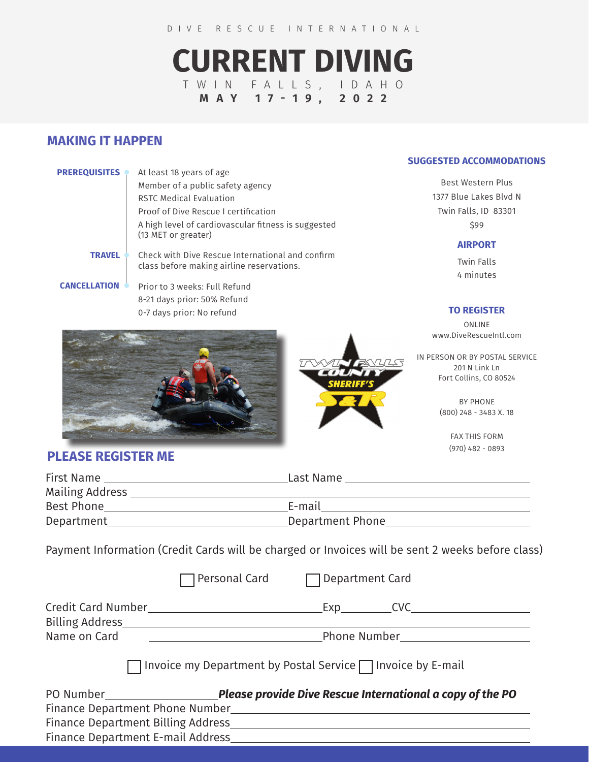DIVE RESCUE INTERNATIONAL

# CURRENT DIVING

TWIN FALLS, IDAHO

**MAY 17-19, 2022**

## MAKING IT HAPPEN

**PREREQUISITES**

- At least 18 years of age
- Member of a public safety agency
- RSTC Medical Evaluation
- Proof of Dive Rescue I certification
- A high level of cardiovascular fitness is suggested (13 MET or greater)

**TRAVEL**

Check with Dive Rescue International and confirm class before making airline reservations.

**CANCELLATION**

Prior to 3 weeks: Full Refund
8-21 days prior: 50% Refund
0-7 days prior: No refund

### SUGGESTED ACCOMMODATIONS

Best Western Plus
1377 Blue Lakes Blvd N
Twin Falls, ID 83301
$99

### AIRPORT

Twin Falls
4 minutes

### TO REGISTER

ONLINE
www.DiveRescueIntl.com

IN PERSON OR BY POSTAL SERVICE
201 N Link Ln
Fort Collins, CO 80524

BY PHONE
(800) 248 - 3483 X. 18

FAX THIS FORM
(970) 482 - 0893

## PLEASE REGISTER ME

First Name ______________________ Last Name ______________________

Mailing Address ______________________________________________

Best Phone______________________ E-mail______________________

Department______________________ Department Phone______________________

Payment Information (Credit Cards will be charged or Invoices will be sent 2 weeks before class)

☐ Personal Card ☐ Department Card

Credit Card Number______________________ Exp__________ CVC__________

Billing Address______________________________________________

Name on Card ______________________ Phone Number______________________

☐ Invoice my Department by Postal Service ☐ Invoice by E-mail

PO Number______________ ***Please provide Dive Rescue International a copy of the PO***

Finance Department Phone Number______________________________

Finance Department Billing Address______________________________

Finance Department E-mail Address______________________________